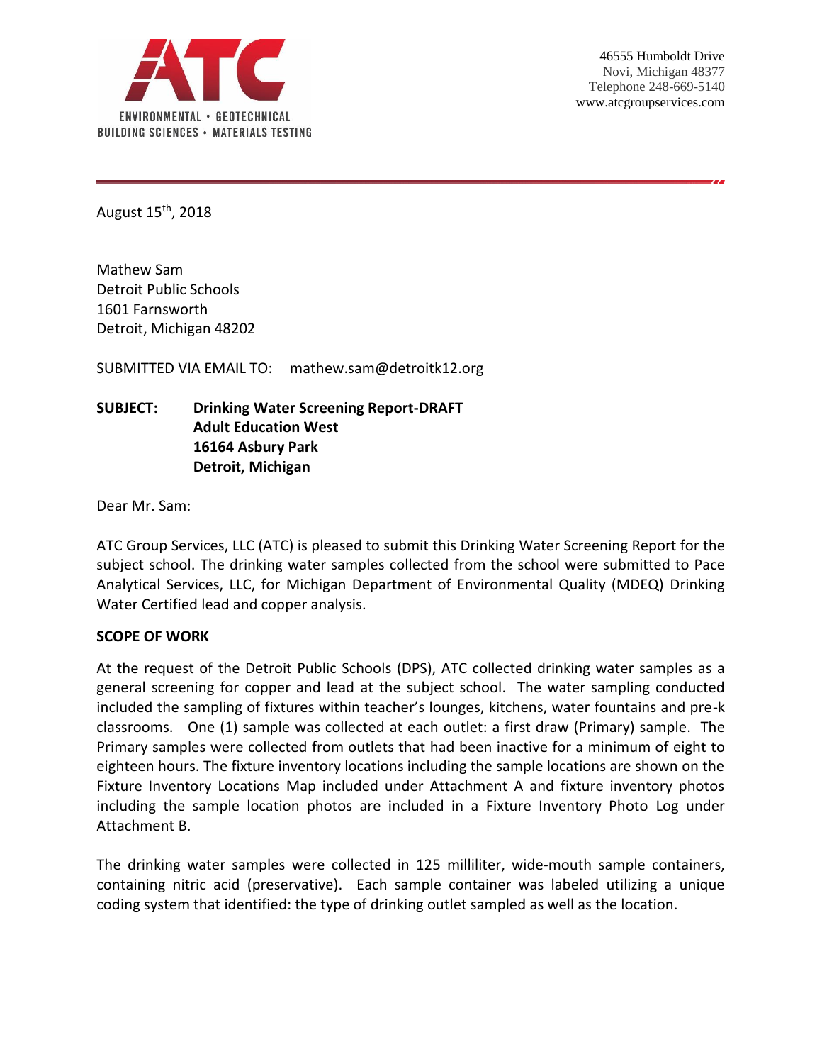ATC

ENVIRONMENTAL • GEOTECHNICAL
BUILDING SCIENCES • MATERIALS TESTING

46555 Humboldt Drive
Novi, Michigan 48377
Telephone 248-669-5140
www.atcgroupservices.com

August 15th, 2018

Mathew Sam
Detroit Public Schools
1601 Farnsworth
Detroit, Michigan 48202

SUBMITTED VIA EMAIL TO: mathew.sam@detroitk12.org

**SUBJECT: Drinking Water Screening Report-DRAFT**
**Adult Education West**
**16164 Asbury Park**
**Detroit, Michigan**

Dear Mr. Sam:

ATC Group Services, LLC (ATC) is pleased to submit this Drinking Water Screening Report for the subject school. The drinking water samples collected from the school were submitted to Pace Analytical Services, LLC, for Michigan Department of Environmental Quality (MDEQ) Drinking Water Certified lead and copper analysis.

**SCOPE OF WORK**

At the request of the Detroit Public Schools (DPS), ATC collected drinking water samples as a general screening for copper and lead at the subject school. The water sampling conducted included the sampling of fixtures within teacher's lounges, kitchens, water fountains and pre-k classrooms. One (1) sample was collected at each outlet: a first draw (Primary) sample. The Primary samples were collected from outlets that had been inactive for a minimum of eight to eighteen hours. The fixture inventory locations including the sample locations are shown on the Fixture Inventory Locations Map included under Attachment A and fixture inventory photos including the sample location photos are included in a Fixture Inventory Photo Log under Attachment B.

The drinking water samples were collected in 125 milliliter, wide-mouth sample containers, containing nitric acid (preservative). Each sample container was labeled utilizing a unique coding system that identified: the type of drinking outlet sampled as well as the location.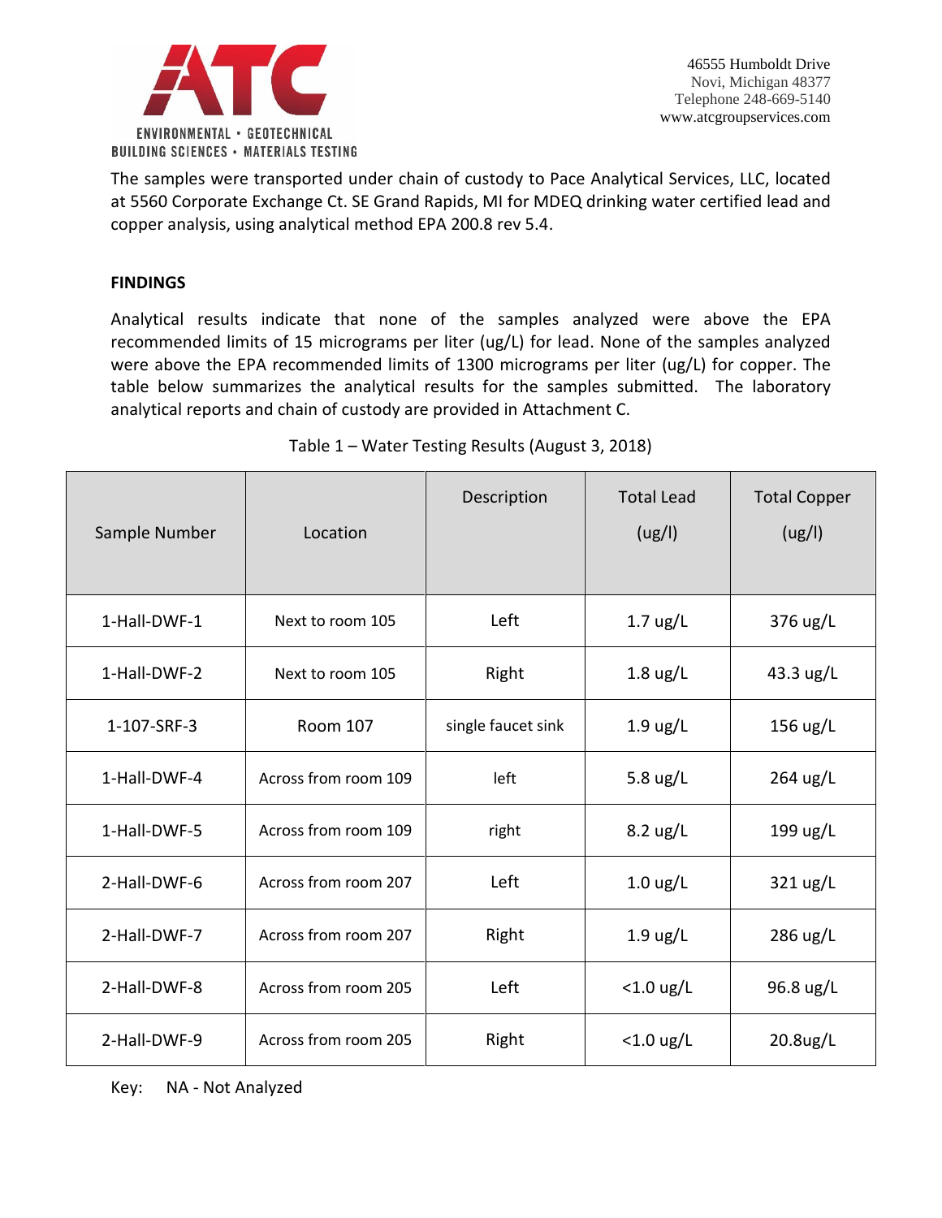The samples were transported under chain of custody to Pace Analytical Services, LLC, located at 5560 Corporate Exchange Ct. SE Grand Rapids, MI for MDEQ drinking water certified lead and copper analysis, using analytical method EPA 200.8 rev 5.4.

**FINDINGS**

Analytical results indicate that none of the samples analyzed were above the EPA recommended limits of 15 micrograms per liter (ug/L) for lead. None of the samples analyzed were above the EPA recommended limits of 1300 micrograms per liter (ug/L) for copper. The table below summarizes the analytical results for the samples submitted. The laboratory analytical reports and chain of custody are provided in Attachment C.

Table 1 – Water Testing Results (August 3, 2018)

| Sample Number | Location | Description | Total Lead (ug/l) | Total Copper (ug/l) |
|---|---|---|---|---|
| 1-Hall-DWF-1 | Next to room 105 | Left | 1.7 ug/L | 376 ug/L |
| 1-Hall-DWF-2 | Next to room 105 | Right | 1.8 ug/L | 43.3 ug/L |
| 1-107-SRF-3 | Room 107 | single faucet sink | 1.9 ug/L | 156 ug/L |
| 1-Hall-DWF-4 | Across from room 109 | left | 5.8 ug/L | 264 ug/L |
| 1-Hall-DWF-5 | Across from room 109 | right | 8.2 ug/L | 199 ug/L |
| 2-Hall-DWF-6 | Across from room 207 | Left | 1.0 ug/L | 321 ug/L |
| 2-Hall-DWF-7 | Across from room 207 | Right | 1.9 ug/L | 286 ug/L |
| 2-Hall-DWF-8 | Across from room 205 | Left | <1.0 ug/L | 96.8 ug/L |
| 2-Hall-DWF-9 | Across from room 205 | Right | <1.0 ug/L | 20.8ug/L |

Key: NA - Not Analyzed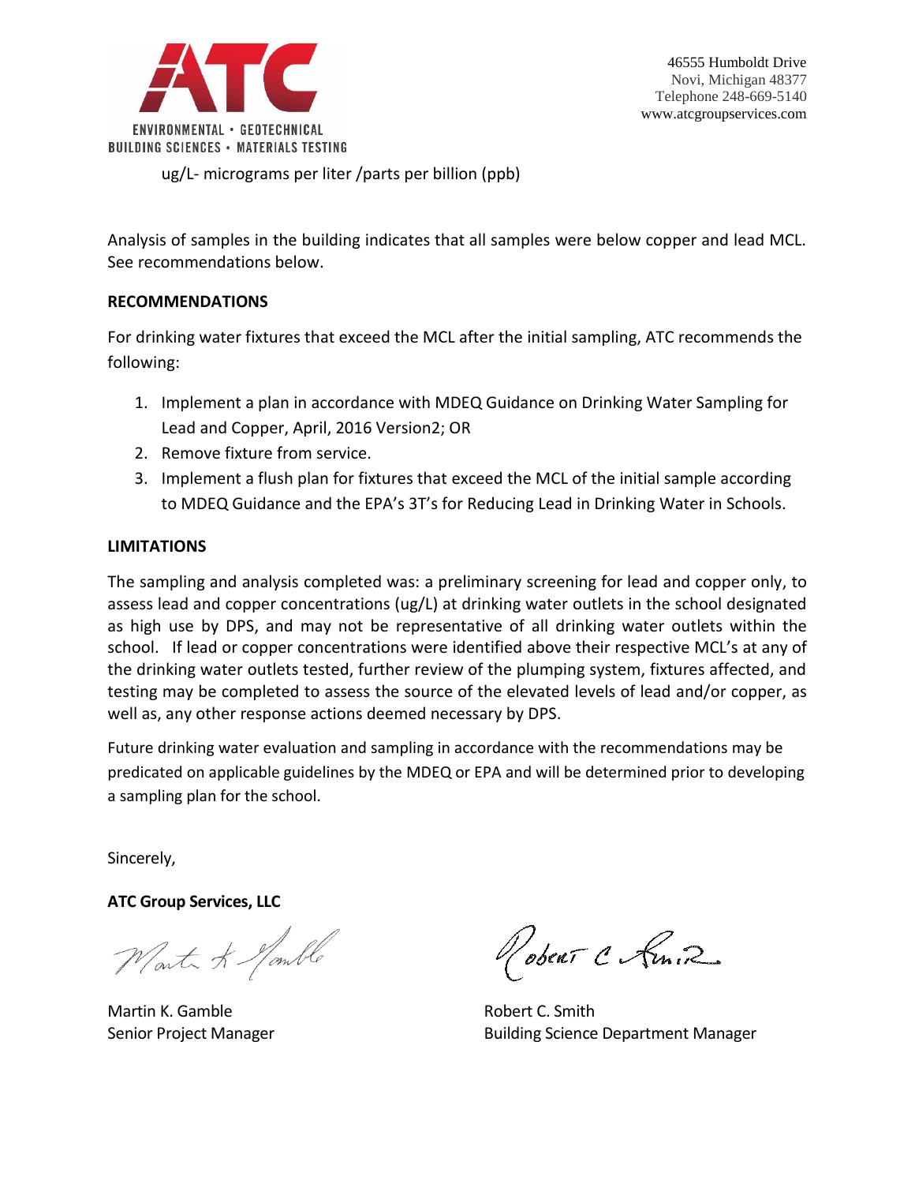ug/L- micrograms per liter /parts per billion (ppb)

Analysis of samples in the building indicates that all samples were below copper and lead MCL. See recommendations below.

**RECOMMENDATIONS**

For drinking water fixtures that exceed the MCL after the initial sampling, ATC recommends the following:

1. Implement a plan in accordance with MDEQ Guidance on Drinking Water Sampling for Lead and Copper, April, 2016 Version2; OR
2. Remove fixture from service.
3. Implement a flush plan for fixtures that exceed the MCL of the initial sample according to MDEQ Guidance and the EPA's 3T's for Reducing Lead in Drinking Water in Schools.

**LIMITATIONS**

The sampling and analysis completed was: a preliminary screening for lead and copper only, to assess lead and copper concentrations (ug/L) at drinking water outlets in the school designated as high use by DPS, and may not be representative of all drinking water outlets within the school. If lead or copper concentrations were identified above their respective MCL's at any of the drinking water outlets tested, further review of the plumping system, fixtures affected, and testing may be completed to assess the source of the elevated levels of lead and/or copper, as well as, any other response actions deemed necessary by DPS.

Future drinking water evaluation and sampling in accordance with the recommendations may be predicated on applicable guidelines by the MDEQ or EPA and will be determined prior to developing a sampling plan for the school.

Sincerely,

**ATC Group Services, LLC**

Martin K. Gamble
Senior Project Manager

Robert C. Smith
Building Science Department Manager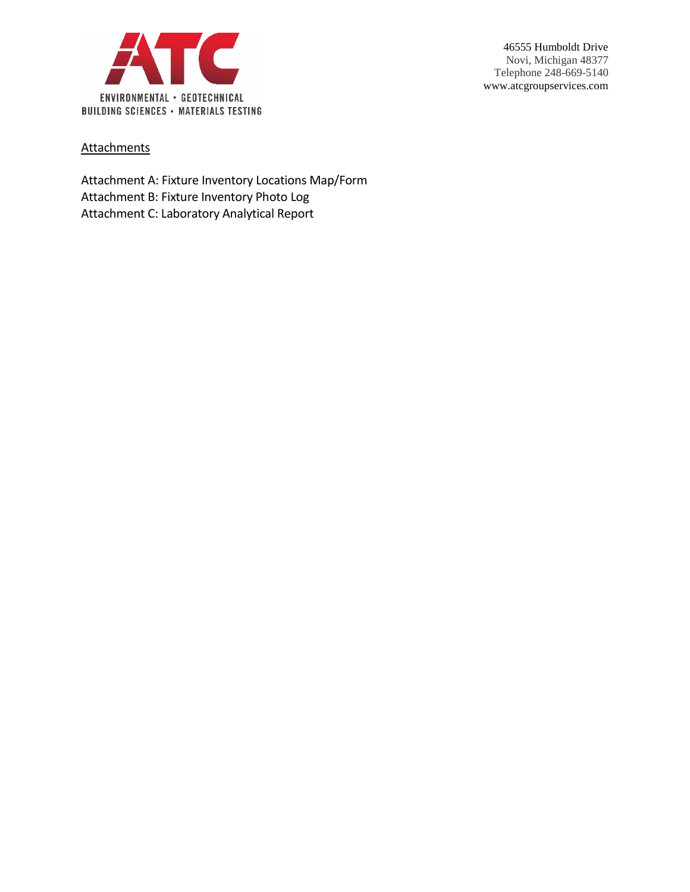ATC

ENVIRONMENTAL • GEOTECHNICAL
BUILDING SCIENCES • MATERIALS TESTING

46555 Humboldt Drive
Novi, Michigan 48377
Telephone 248-669-5140
www.atcgroupservices.com

## Attachments

Attachment A: Fixture Inventory Locations Map/Form
Attachment B: Fixture Inventory Photo Log
Attachment C: Laboratory Analytical Report